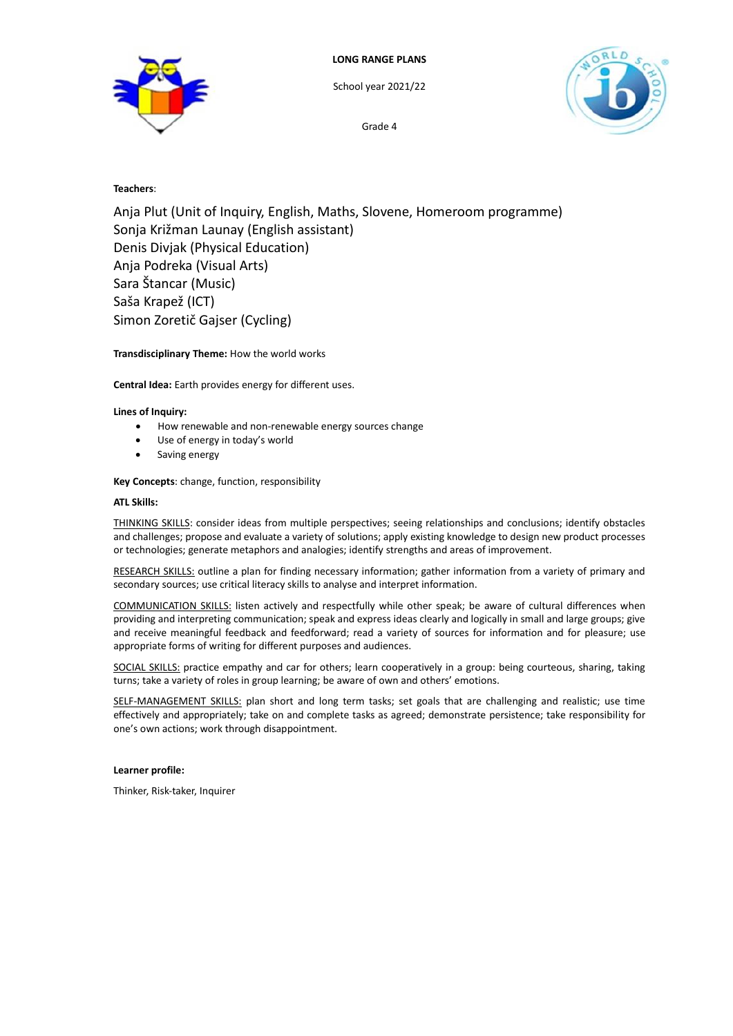**LONG RANGE PLANS**

School year 2021/22

Grade 4

**Teachers**:

Anja Plut (Unit of Inquiry, English, Maths, Slovene, Homeroom programme)
Sonja Križman Launay (English assistant)
Denis Divjak (Physical Education)
Anja Podreka (Visual Arts)
Sara Štancar (Music)
Saša Krapež (ICT)
Simon Zoretič Gajser (Cycling)

**Transdisciplinary Theme:** How the world works

**Central Idea:** Earth provides energy for different uses.

**Lines of Inquiry:**

- How renewable and non-renewable energy sources change
- Use of energy in today's world
- Saving energy

**Key Concepts**: change, function, responsibility

**ATL Skills:**

THINKING SKILLS: consider ideas from multiple perspectives; seeing relationships and conclusions; identify obstacles and challenges; propose and evaluate a variety of solutions; apply existing knowledge to design new product processes or technologies; generate metaphors and analogies; identify strengths and areas of improvement.

RESEARCH SKILLS: outline a plan for finding necessary information; gather information from a variety of primary and secondary sources; use critical literacy skills to analyse and interpret information.

COMMUNICATION SKILLS: listen actively and respectfully while other speak; be aware of cultural differences when providing and interpreting communication; speak and express ideas clearly and logically in small and large groups; give and receive meaningful feedback and feedforward; read a variety of sources for information and for pleasure; use appropriate forms of writing for different purposes and audiences.

SOCIAL SKILLS: practice empathy and car for others; learn cooperatively in a group: being courteous, sharing, taking turns; take a variety of roles in group learning; be aware of own and others' emotions.

SELF-MANAGEMENT SKILLS: plan short and long term tasks; set goals that are challenging and realistic; use time effectively and appropriately; take on and complete tasks as agreed; demonstrate persistence; take responsibility for one's own actions; work through disappointment.

**Learner profile:**

Thinker, Risk-taker, Inquirer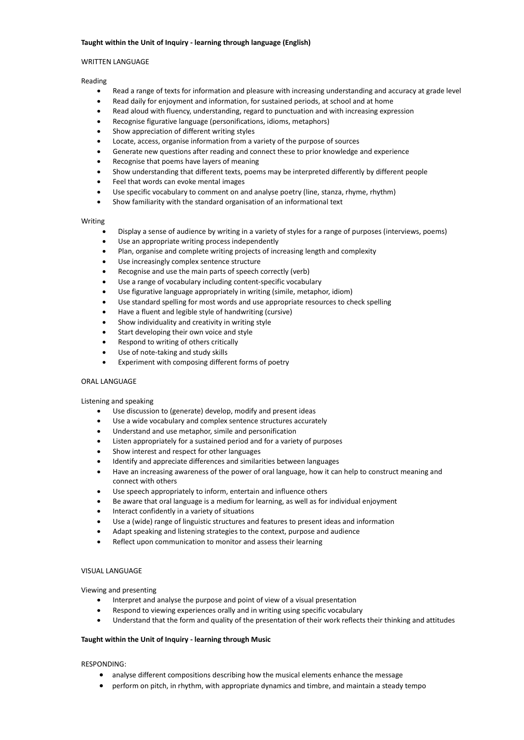**Taught within the Unit of Inquiry - learning through language (English)**

WRITTEN LANGUAGE

Reading

- Read a range of texts for information and pleasure with increasing understanding and accuracy at grade level
- Read daily for enjoyment and information, for sustained periods, at school and at home
- Read aloud with fluency, understanding, regard to punctuation and with increasing expression
- Recognise figurative language (personifications, idioms, metaphors)
- Show appreciation of different writing styles
- Locate, access, organise information from a variety of the purpose of sources
- Generate new questions after reading and connect these to prior knowledge and experience
- Recognise that poems have layers of meaning
- Show understanding that different texts, poems may be interpreted differently by different people
- Feel that words can evoke mental images
- Use specific vocabulary to comment on and analyse poetry (line, stanza, rhyme, rhythm)
- Show familiarity with the standard organisation of an informational text

Writing

- Display a sense of audience by writing in a variety of styles for a range of purposes (interviews, poems)
- Use an appropriate writing process independently
- Plan, organise and complete writing projects of increasing length and complexity
- Use increasingly complex sentence structure
- Recognise and use the main parts of speech correctly (verb)
- Use a range of vocabulary including content-specific vocabulary
- Use figurative language appropriately in writing (simile, metaphor, idiom)
- Use standard spelling for most words and use appropriate resources to check spelling
- Have a fluent and legible style of handwriting (cursive)
- Show individuality and creativity in writing style
- Start developing their own voice and style
- Respond to writing of others critically
- Use of note-taking and study skills
- Experiment with composing different forms of poetry

ORAL LANGUAGE

Listening and speaking

- Use discussion to (generate) develop, modify and present ideas
- Use a wide vocabulary and complex sentence structures accurately
- Understand and use metaphor, simile and personification
- Listen appropriately for a sustained period and for a variety of purposes
- Show interest and respect for other languages
- Identify and appreciate differences and similarities between languages
- Have an increasing awareness of the power of oral language, how it can help to construct meaning and connect with others
- Use speech appropriately to inform, entertain and influence others
- Be aware that oral language is a medium for learning, as well as for individual enjoyment
- Interact confidently in a variety of situations
- Use a (wide) range of linguistic structures and features to present ideas and information
- Adapt speaking and listening strategies to the context, purpose and audience
- Reflect upon communication to monitor and assess their learning

VISUAL LANGUAGE

Viewing and presenting

- Interpret and analyse the purpose and point of view of a visual presentation
- Respond to viewing experiences orally and in writing using specific vocabulary
- Understand that the form and quality of the presentation of their work reflects their thinking and attitudes

**Taught within the Unit of Inquiry - learning through Music**

RESPONDING:

- analyse different compositions describing how the musical elements enhance the message
- perform on pitch, in rhythm, with appropriate dynamics and timbre, and maintain a steady tempo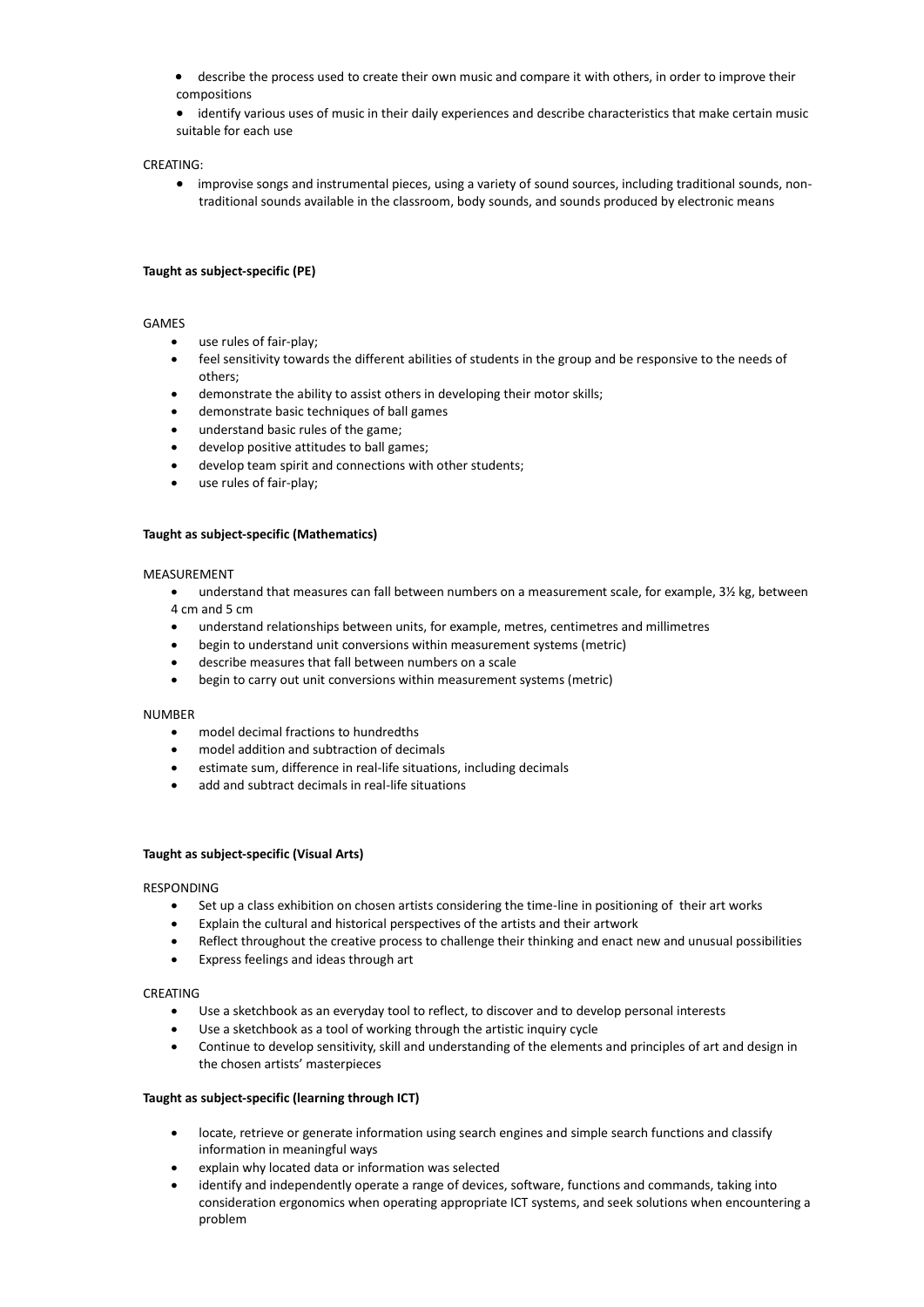- describe the process used to create their own music and compare it with others, in order to improve their compositions
- identify various uses of music in their daily experiences and describe characteristics that make certain music suitable for each use

CREATING:

- improvise songs and instrumental pieces, using a variety of sound sources, including traditional sounds, non-traditional sounds available in the classroom, body sounds, and sounds produced by electronic means

**Taught as subject-specific (PE)**

GAMES

- use rules of fair-play;
- feel sensitivity towards the different abilities of students in the group and be responsive to the needs of others;
- demonstrate the ability to assist others in developing their motor skills;
- demonstrate basic techniques of ball games
- understand basic rules of the game;
- develop positive attitudes to ball games;
- develop team spirit and connections with other students;
- use rules of fair-play;

**Taught as subject-specific (Mathematics)**

MEASUREMENT

- understand that measures can fall between numbers on a measurement scale, for example, 3½ kg, between 4 cm and 5 cm
- understand relationships between units, for example, metres, centimetres and millimetres
- begin to understand unit conversions within measurement systems (metric)
- describe measures that fall between numbers on a scale
- begin to carry out unit conversions within measurement systems (metric)

NUMBER

- model decimal fractions to hundredths
- model addition and subtraction of decimals
- estimate sum, difference in real-life situations, including decimals
- add and subtract decimals in real-life situations

**Taught as subject-specific (Visual Arts)**

RESPONDING

- Set up a class exhibition on chosen artists considering the time-line in positioning of their art works
- Explain the cultural and historical perspectives of the artists and their artwork
- Reflect throughout the creative process to challenge their thinking and enact new and unusual possibilities
- Express feelings and ideas through art

CREATING

- Use a sketchbook as an everyday tool to reflect, to discover and to develop personal interests
- Use a sketchbook as a tool of working through the artistic inquiry cycle
- Continue to develop sensitivity, skill and understanding of the elements and principles of art and design in the chosen artists' masterpieces

**Taught as subject-specific (learning through ICT)**

- locate, retrieve or generate information using search engines and simple search functions and classify information in meaningful ways
- explain why located data or information was selected
- identify and independently operate a range of devices, software, functions and commands, taking into consideration ergonomics when operating appropriate ICT systems, and seek solutions when encountering a problem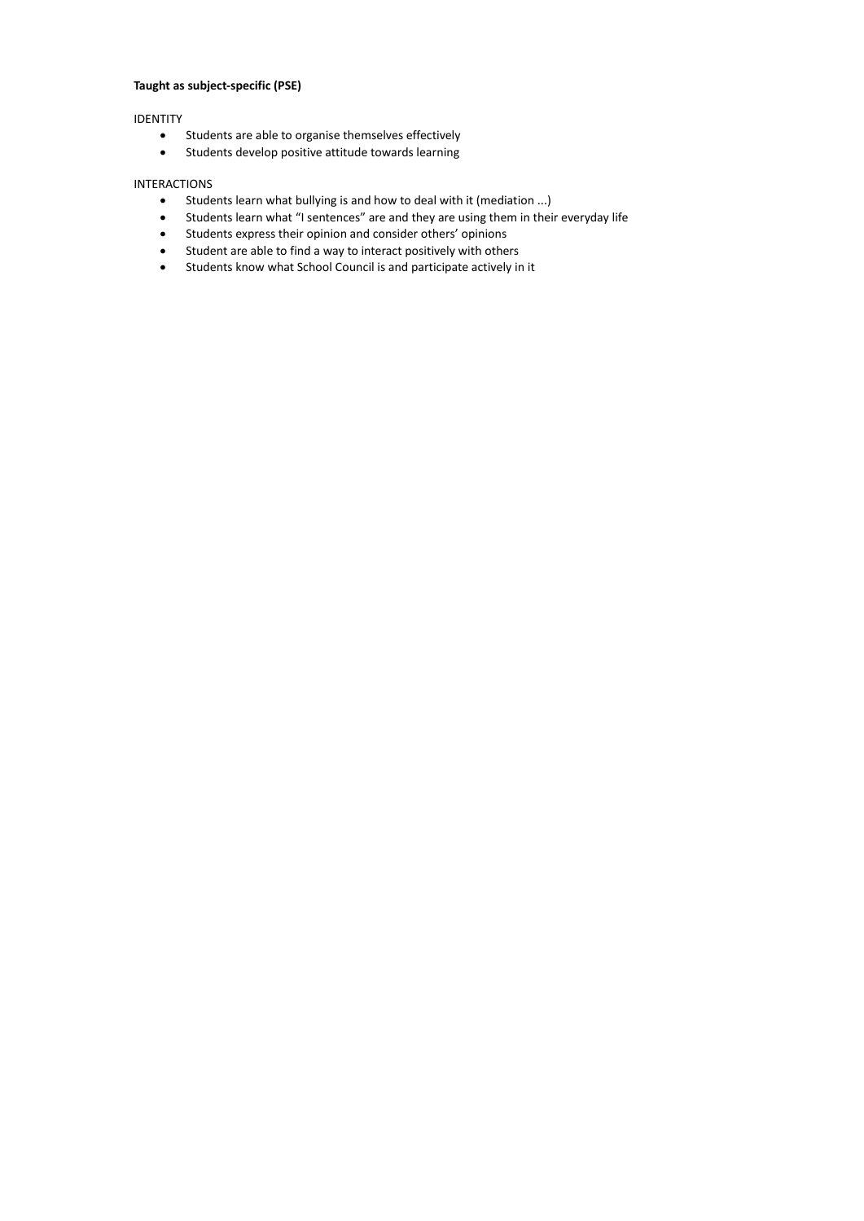**Taught as subject-specific (PSE)**

IDENTITY

- Students are able to organise themselves effectively
- Students develop positive attitude towards learning

INTERACTIONS

- Students learn what bullying is and how to deal with it (mediation ...)
- Students learn what "I sentences" are and they are using them in their everyday life
- Students express their opinion and consider others' opinions
- Student are able to find a way to interact positively with others
- Students know what School Council is and participate actively in it